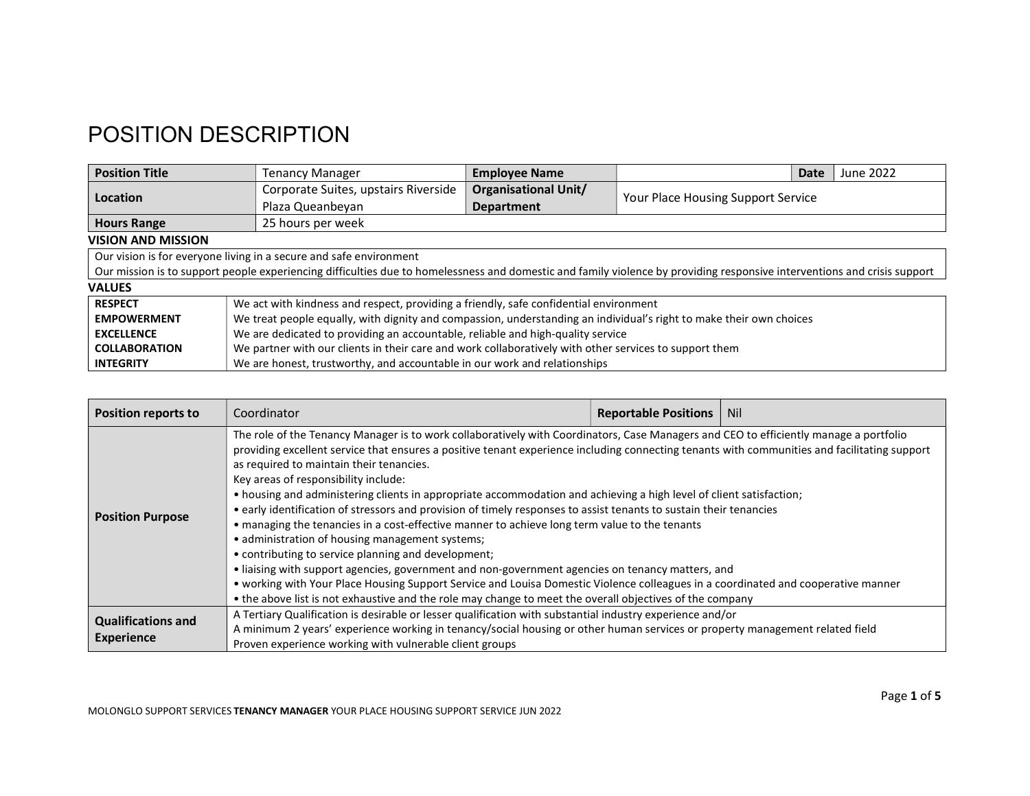# POSITION DESCRIPTION

| **Position Title** | Tenancy Manager | **Employee Name** | | **Date** | June 2022 |
|---|---|---|---|---|---|
| **Location** | Corporate Suites, upstairs Riverside Plaza Queanbeyan | **Organisational Unit/ Department** | Your Place Housing Support Service | | |
| **Hours Range** | 25 hours per week | | | | |

**VISION AND MISSION**

Our vision is for everyone living in a secure and safe environment
Our mission is to support people experiencing difficulties due to homelessness and domestic and family violence by providing responsive interventions and crisis support

**VALUES**

| | |
|---|---|
| **RESPECT** | We act with kindness and respect, providing a friendly, safe confidential environment |
| **EMPOWERMENT** | We treat people equally, with dignity and compassion, understanding an individual's right to make their own choices |
| **EXCELLENCE** | We are dedicated to providing an accountable, reliable and high-quality service |
| **COLLABORATION** | We partner with our clients in their care and work collaboratively with other services to support them |
| **INTEGRITY** | We are honest, trustworthy, and accountable in our work and relationships |

| **Position reports to** | Coordinator | **Reportable Positions** | Nil |
|---|---|---|---|
| **Position Purpose** | The role of the Tenancy Manager is to work collaboratively with Coordinators, Case Managers and CEO to efficiently manage a portfolio providing excellent service that ensures a positive tenant experience including connecting tenants with communities and facilitating support as required to maintain their tenancies.<br>Key areas of responsibility include:<br>• housing and administering clients in appropriate accommodation and achieving a high level of client satisfaction;<br>• early identification of stressors and provision of timely responses to assist tenants to sustain their tenancies<br>• managing the tenancies in a cost-effective manner to achieve long term value to the tenants<br>• administration of housing management systems;<br>• contributing to service planning and development;<br>• liaising with support agencies, government and non-government agencies on tenancy matters, and<br>• working with Your Place Housing Support Service and Louisa Domestic Violence colleagues in a coordinated and cooperative manner<br>• the above list is not exhaustive and the role may change to meet the overall objectives of the company | | |
| **Qualifications and Experience** | A Tertiary Qualification is desirable or lesser qualification with substantial industry experience and/or<br>A minimum 2 years' experience working in tenancy/social housing or other human services or property management related field<br>Proven experience working with vulnerable client groups | | |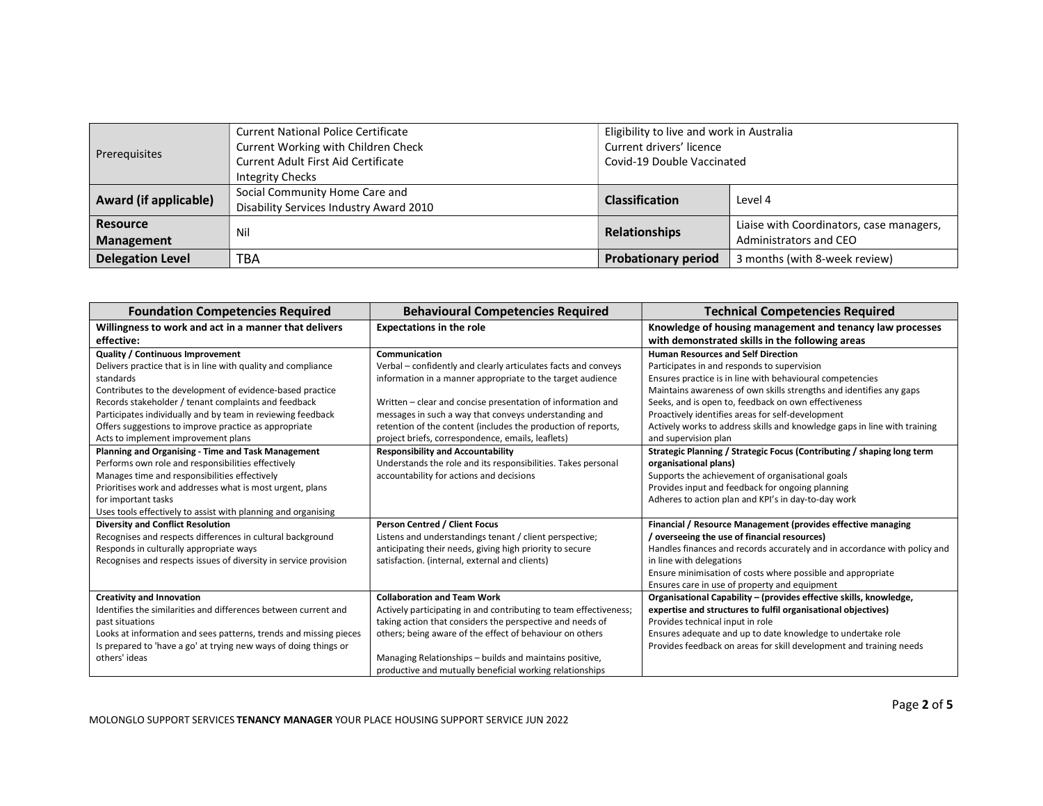| Prerequisites | Current National Police Certificate<br>Current Working with Children Check<br>Current Adult First Aid Certificate<br>Integrity Checks | Eligibility to live and work in Australia<br>Current drivers' licence<br>Covid-19 Double Vaccinated | |
|---|---|---|---|
| **Award (if applicable)** | Social Community Home Care and Disability Services Industry Award 2010 | **Classification** | Level 4 |
| **Resource Management** | Nil | **Relationships** | Liaise with Coordinators, case managers, Administrators and CEO |
| **Delegation Level** | TBA | **Probationary period** | 3 months (with 8-week review) |

| Foundation Competencies Required | Behavioural Competencies Required | Technical Competencies Required |
|---|---|---|
| **Willingness to work and act in a manner that delivers effective:** | **Expectations in the role** | **Knowledge of housing management and tenancy law processes with demonstrated skills in the following areas** |
| **Quality / Continuous Improvement**<br>Delivers practice that is in line with quality and compliance standards<br>Contributes to the development of evidence-based practice<br>Records stakeholder / tenant complaints and feedback<br>Participates individually and by team in reviewing feedback<br>Offers suggestions to improve practice as appropriate<br>Acts to implement improvement plans | **Communication**<br>Verbal – confidently and clearly articulates facts and conveys information in a manner appropriate to the target audience<br><br>Written – clear and concise presentation of information and messages in such a way that conveys understanding and retention of the content (includes the production of reports, project briefs, correspondence, emails, leaflets) | **Human Resources and Self Direction**<br>Participates in and responds to supervision<br>Ensures practice is in line with behavioural competencies<br>Maintains awareness of own skills strengths and identifies any gaps<br>Seeks, and is open to, feedback on own effectiveness<br>Proactively identifies areas for self-development<br>Actively works to address skills and knowledge gaps in line with training and supervision plan |
| **Planning and Organising - Time and Task Management**<br>Performs own role and responsibilities effectively<br>Manages time and responsibilities effectively<br>Prioritises work and addresses what is most urgent, plans for important tasks<br>Uses tools effectively to assist with planning and organising | **Responsibility and Accountability**<br>Understands the role and its responsibilities. Takes personal accountability for actions and decisions | **Strategic Planning / Strategic Focus (Contributing / shaping long term organisational plans)**<br>Supports the achievement of organisational goals<br>Provides input and feedback for ongoing planning<br>Adheres to action plan and KPI's in day-to-day work |
| **Diversity and Conflict Resolution**<br>Recognises and respects differences in cultural background<br>Responds in culturally appropriate ways<br>Recognises and respects issues of diversity in service provision | **Person Centred / Client Focus**<br>Listens and understandings tenant / client perspective; anticipating their needs, giving high priority to secure satisfaction. (internal, external and clients) | **Financial / Resource Management (provides effective managing / overseeing the use of financial resources)**<br>Handles finances and records accurately and in accordance with policy and in line with delegations<br>Ensure minimisation of costs where possible and appropriate<br>Ensures care in use of property and equipment |
| **Creativity and Innovation**<br>Identifies the similarities and differences between current and past situations<br>Looks at information and sees patterns, trends and missing pieces<br>Is prepared to 'have a go' at trying new ways of doing things or others' ideas | **Collaboration and Team Work**<br>Actively participating in and contributing to team effectiveness; taking action that considers the perspective and needs of others; being aware of the effect of behaviour on others<br><br>Managing Relationships – builds and maintains positive, productive and mutually beneficial working relationships | **Organisational Capability – (provides effective skills, knowledge, expertise and structures to fulfil organisational objectives)**<br>Provides technical input in role<br>Ensures adequate and up to date knowledge to undertake role<br>Provides feedback on areas for skill development and training needs |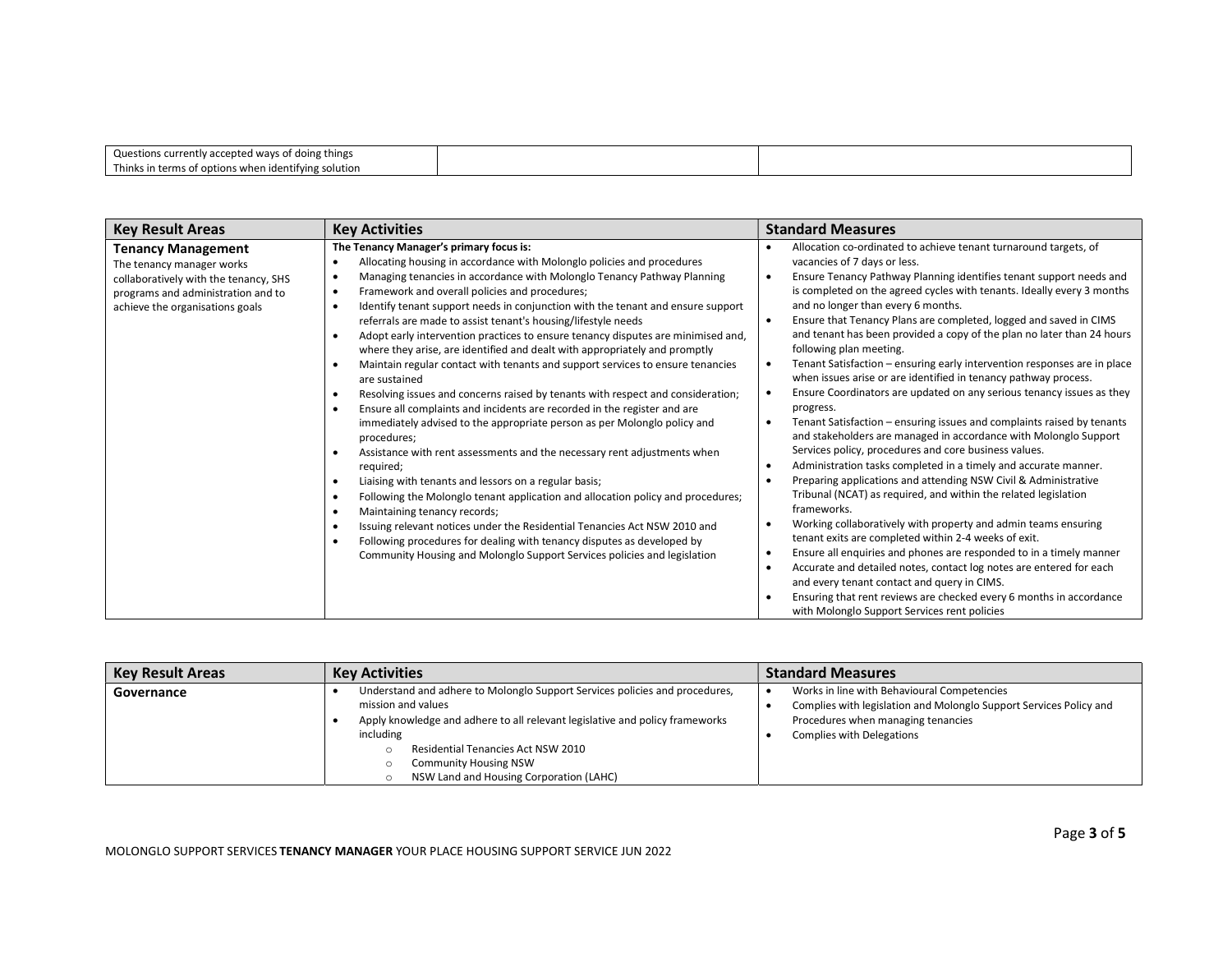| | | |
|---|---|---|
| Questions currently accepted ways of doing things<br>Thinks in terms of options when identifying solution | | |

| Key Result Areas | Key Activities | Standard Measures |
|---|---|---|
| **Tenancy Management**<br>The tenancy manager works collaboratively with the tenancy, SHS programs and administration and to achieve the organisations goals | **The Tenancy Manager's primary focus is:**<br>• Allocating housing in accordance with Molonglo policies and procedures<br>• Managing tenancies in accordance with Molonglo Tenancy Pathway Planning<br>• Framework and overall policies and procedures;<br>• Identify tenant support needs in conjunction with the tenant and ensure support referrals are made to assist tenant's housing/lifestyle needs<br>• Adopt early intervention practices to ensure tenancy disputes are minimised and, where they arise, are identified and dealt with appropriately and promptly<br>• Maintain regular contact with tenants and support services to ensure tenancies are sustained<br>• Resolving issues and concerns raised by tenants with respect and consideration;<br>• Ensure all complaints and incidents are recorded in the register and are immediately advised to the appropriate person as per Molonglo policy and procedures;<br>• Assistance with rent assessments and the necessary rent adjustments when required;<br>• Liaising with tenants and lessors on a regular basis;<br>• Following the Molonglo tenant application and allocation policy and procedures;<br>• Maintaining tenancy records;<br>• Issuing relevant notices under the Residential Tenancies Act NSW 2010 and<br>• Following procedures for dealing with tenancy disputes as developed by Community Housing and Molonglo Support Services policies and legislation | • Allocation co-ordinated to achieve tenant turnaround targets, of vacancies of 7 days or less.<br>• Ensure Tenancy Pathway Planning identifies tenant support needs and is completed on the agreed cycles with tenants. Ideally every 3 months and no longer than every 6 months.<br>• Ensure that Tenancy Plans are completed, logged and saved in CIMS and tenant has been provided a copy of the plan no later than 24 hours following plan meeting.<br>• Tenant Satisfaction – ensuring early intervention responses are in place when issues arise or are identified in tenancy pathway process.<br>• Ensure Coordinators are updated on any serious tenancy issues as they progress.<br>• Tenant Satisfaction – ensuring issues and complaints raised by tenants and stakeholders are managed in accordance with Molonglo Support Services policy, procedures and core business values.<br>• Administration tasks completed in a timely and accurate manner.<br>• Preparing applications and attending NSW Civil & Administrative Tribunal (NCAT) as required, and within the related legislation frameworks.<br>• Working collaboratively with property and admin teams ensuring tenant exits are completed within 2-4 weeks of exit.<br>• Ensure all enquiries and phones are responded to in a timely manner<br>• Accurate and detailed notes, contact log notes are entered for each and every tenant contact and query in CIMS.<br>• Ensuring that rent reviews are checked every 6 months in accordance with Molonglo Support Services rent policies |

| Key Result Areas | Key Activities | Standard Measures |
|---|---|---|
| **Governance** | • Understand and adhere to Molonglo Support Services policies and procedures, mission and values<br>• Apply knowledge and adhere to all relevant legislative and policy frameworks including<br>  ○ Residential Tenancies Act NSW 2010<br>  ○ Community Housing NSW<br>  ○ NSW Land and Housing Corporation (LAHC) | • Works in line with Behavioural Competencies<br>• Complies with legislation and Molonglo Support Services Policy and Procedures when managing tenancies<br>• Complies with Delegations |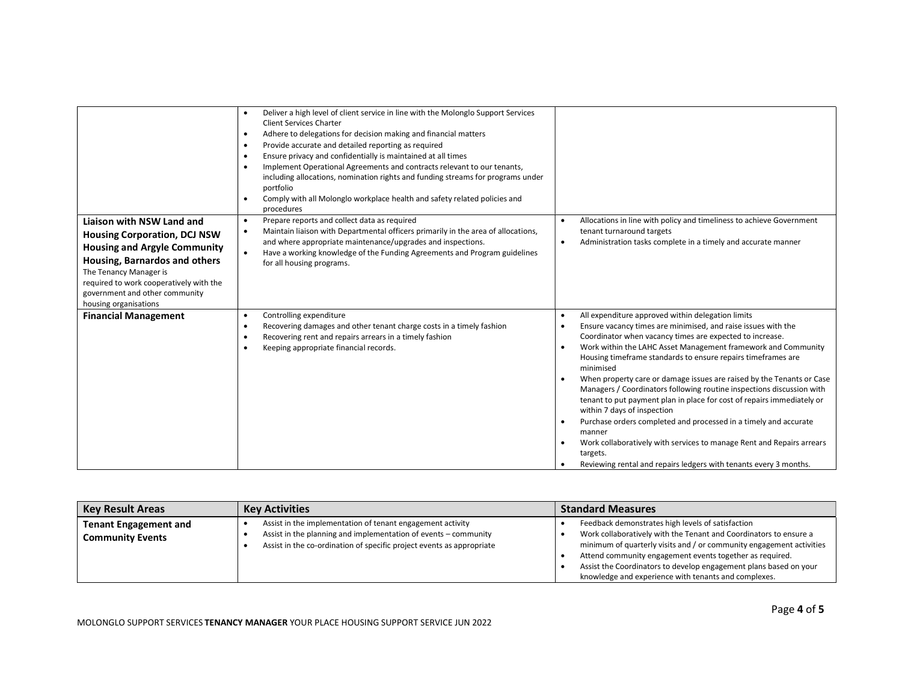| | | |
|---|---|---|
| | • Deliver a high level of client service in line with the Molonglo Support Services Client Services Charter<br>• Adhere to delegations for decision making and financial matters<br>• Provide accurate and detailed reporting as required<br>• Ensure privacy and confidentially is maintained at all times<br>• Implement Operational Agreements and contracts relevant to our tenants, including allocations, nomination rights and funding streams for programs under portfolio<br>• Comply with all Molonglo workplace health and safety related policies and procedures | |
| **Liaison with NSW Land and Housing Corporation, DCJ NSW Housing and Argyle Community Housing, Barnardos and others**<br>The Tenancy Manager is required to work cooperatively with the government and other community housing organisations | • Prepare reports and collect data as required<br>• Maintain liaison with Departmental officers primarily in the area of allocations, and where appropriate maintenance/upgrades and inspections.<br>• Have a working knowledge of the Funding Agreements and Program guidelines for all housing programs. | • Allocations in line with policy and timeliness to achieve Government tenant turnaround targets<br>• Administration tasks complete in a timely and accurate manner |
| **Financial Management** | • Controlling expenditure<br>• Recovering damages and other tenant charge costs in a timely fashion<br>• Recovering rent and repairs arrears in a timely fashion<br>• Keeping appropriate financial records. | • All expenditure approved within delegation limits<br>• Ensure vacancy times are minimised, and raise issues with the Coordinator when vacancy times are expected to increase.<br>• Work within the LAHC Asset Management framework and Community Housing timeframe standards to ensure repairs timeframes are minimised<br>• When property care or damage issues are raised by the Tenants or Case Managers / Coordinators following routine inspections discussion with tenant to put payment plan in place for cost of repairs immediately or within 7 days of inspection<br>• Purchase orders completed and processed in a timely and accurate manner<br>• Work collaboratively with services to manage Rent and Repairs arrears targets.<br>• Reviewing rental and repairs ledgers with tenants every 3 months. |

| Key Result Areas | Key Activities | Standard Measures |
|---|---|---|
| **Tenant Engagement and Community Events** | • Assist in the implementation of tenant engagement activity<br>• Assist in the planning and implementation of events – community<br>• Assist in the co-ordination of specific project events as appropriate | • Feedback demonstrates high levels of satisfaction<br>• Work collaboratively with the Tenant and Coordinators to ensure a minimum of quarterly visits and / or community engagement activities<br>• Attend community engagement events together as required.<br>• Assist the Coordinators to develop engagement plans based on your knowledge and experience with tenants and complexes. |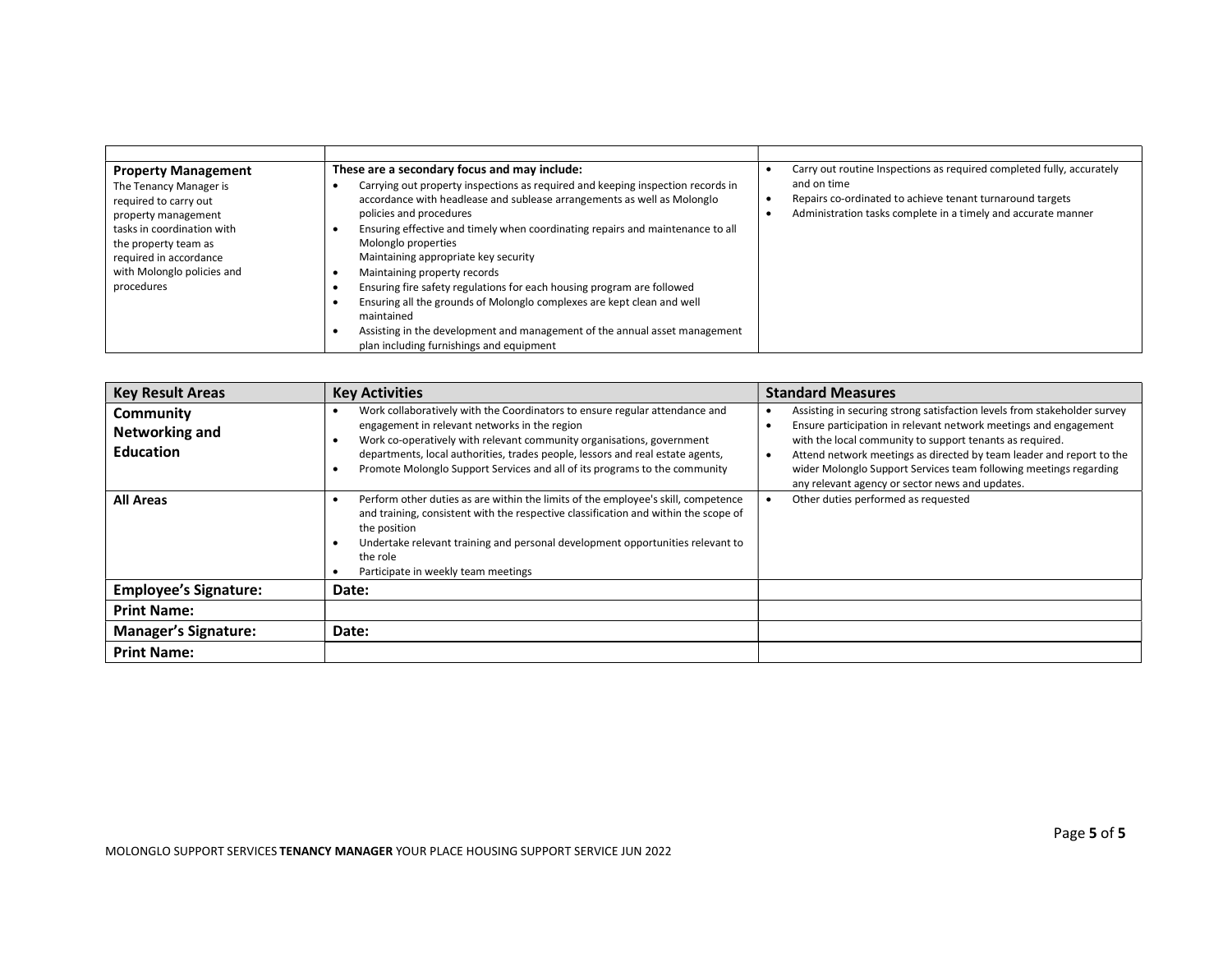| | | |
|---|---|---|
| **Property Management**<br>The Tenancy Manager is required to carry out property management tasks in coordination with the property team as required in accordance with Molonglo policies and procedures | **These are a secondary focus and may include:**<br>• Carrying out property inspections as required and keeping inspection records in accordance with headlease and sublease arrangements as well as Molonglo policies and procedures<br>• Ensuring effective and timely when coordinating repairs and maintenance to all Molonglo properties<br>Maintaining appropriate key security<br>• Maintaining property records<br>• Ensuring fire safety regulations for each housing program are followed<br>• Ensuring all the grounds of Molonglo complexes are kept clean and well maintained<br>• Assisting in the development and management of the annual asset management plan including furnishings and equipment | • Carry out routine Inspections as required completed fully, accurately and on time<br>• Repairs co-ordinated to achieve tenant turnaround targets<br>• Administration tasks complete in a timely and accurate manner |

| Key Result Areas | Key Activities | Standard Measures |
|---|---|---|
| **Community Networking and Education** | • Work collaboratively with the Coordinators to ensure regular attendance and engagement in relevant networks in the region<br>• Work co-operatively with relevant community organisations, government departments, local authorities, trades people, lessors and real estate agents,<br>• Promote Molonglo Support Services and all of its programs to the community | • Assisting in securing strong satisfaction levels from stakeholder survey<br>• Ensure participation in relevant network meetings and engagement with the local community to support tenants as required.<br>• Attend network meetings as directed by team leader and report to the wider Molonglo Support Services team following meetings regarding any relevant agency or sector news and updates. |
| **All Areas** | • Perform other duties as are within the limits of the employee's skill, competence and training, consistent with the respective classification and within the scope of the position<br>• Undertake relevant training and personal development opportunities relevant to the role<br>• Participate in weekly team meetings | • Other duties performed as requested |
| **Employee's Signature:** | **Date:** | |
| **Print Name:** | | |
| **Manager's Signature:** | **Date:** | |
| **Print Name:** | | |